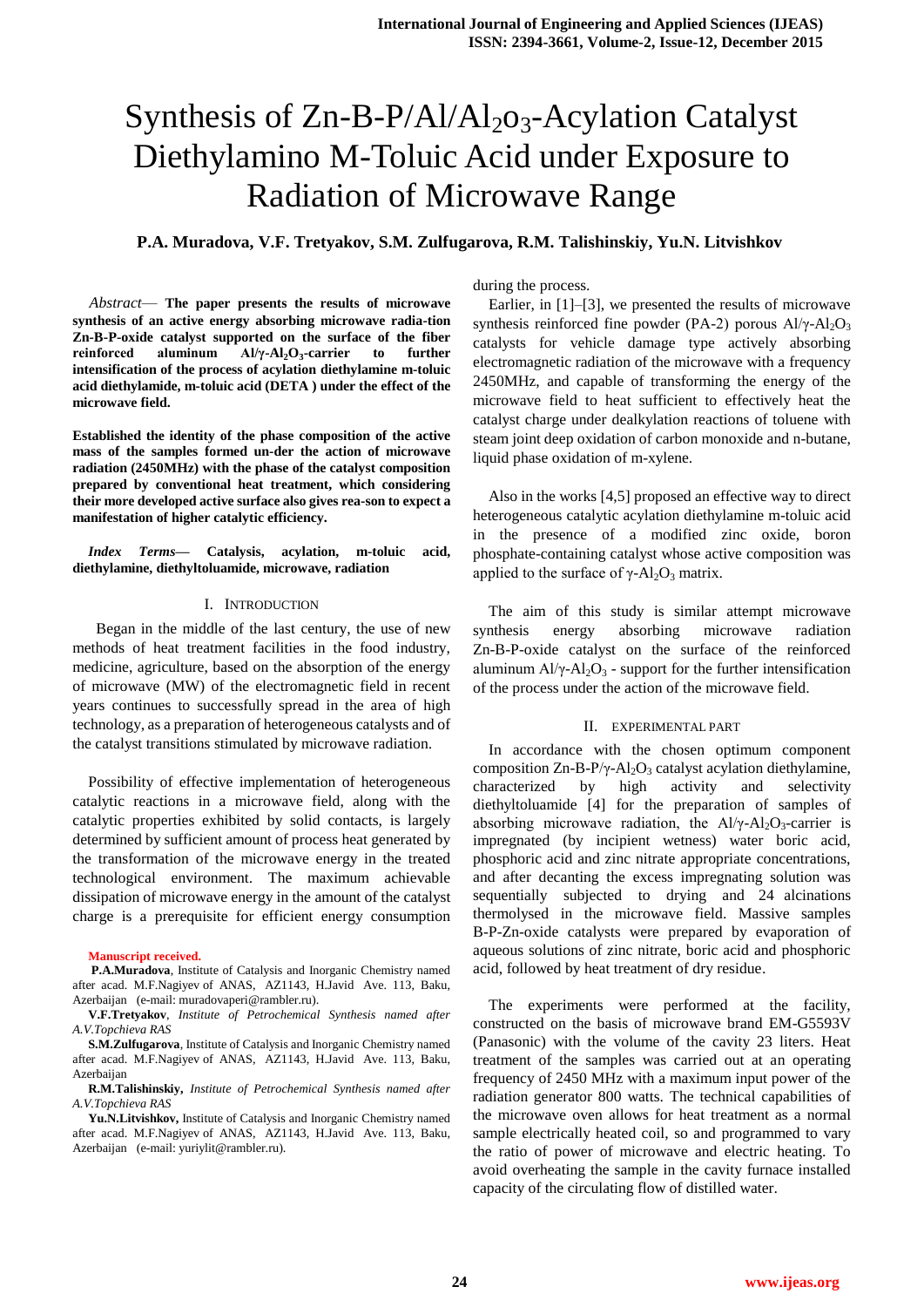# Synthesis of Zn-B-P/Al/$Al_2o_3$-Acylation Catalyst Diethylamino M-Toluic Acid under Exposure to Radiation of Microwave Range

**P.A. Muradova, V.F. Tretyakov, S.M. Zulfugarova, R.M. Talishinskiy, Yu.N. Litvishkov**

*Abstract*— **The paper presents the results of microwave synthesis of an active energy absorbing microwave radia-tion Zn-B-P-oxide catalyst supported on the surface of the fiber reinforced aluminum Al/γ-$Al_2O_3$-carrier to further intensification of the process of acylation diethylamine m-toluic acid diethylamide, m-toluic acid (DETA ) under the effect of the microwave field.**

**Established the identity of the phase composition of the active mass of the samples formed un-der the action of microwave radiation (2450MHz) with the phase of the catalyst composition prepared by conventional heat treatment, which considering their more developed active surface also gives rea-son to expect a manifestation of higher catalytic efficiency.**

***Index Terms*— Catalysis, acylation, m-toluic acid, diethylamine, diethyltoluamide, microwave, radiation**

## I. Introduction

Began in the middle of the last century, the use of new methods of heat treatment facilities in the food industry, medicine, agriculture, based on the absorption of the energy of microwave (MW) of the electromagnetic field in recent years continues to successfully spread in the area of high technology, as a preparation of heterogeneous catalysts and of the catalyst transitions stimulated by microwave radiation.

Possibility of effective implementation of heterogeneous catalytic reactions in a microwave field, along with the catalytic properties exhibited by solid contacts, is largely determined by sufficient amount of process heat generated by the transformation of the microwave energy in the treated technological environment. The maximum achievable dissipation of microwave energy in the amount of the catalyst charge is a prerequisite for efficient energy consumption during the process.

Earlier, in [1]–[3], we presented the results of microwave synthesis reinforced fine powder (PA-2) porous Al/γ-$Al_2O_3$ catalysts for vehicle damage type actively absorbing electromagnetic radiation of the microwave with a frequency 2450MHz, and capable of transforming the energy of the microwave field to heat sufficient to effectively heat the catalyst charge under dealkylation reactions of toluene with steam joint deep oxidation of carbon monoxide and n-butane, liquid phase oxidation of m-xylene.

Also in the works [4,5] proposed an effective way to direct heterogeneous catalytic acylation diethylamine m-toluic acid in the presence of a modified zinc oxide, boron phosphate-containing catalyst whose active composition was applied to the surface of γ-$Al_2O_3$ matrix.

The aim of this study is similar attempt microwave synthesis energy absorbing microwave radiation Zn-B-P-oxide catalyst on the surface of the reinforced aluminum Al/γ-$Al_2O_3$ - support for the further intensification of the process under the action of the microwave field.

## II. Experimental Part

In accordance with the chosen optimum component composition Zn-B-P/γ-$Al_2O_3$ catalyst acylation diethylamine, characterized by high activity and selectivity diethyltoluamide [4] for the preparation of samples of absorbing microwave radiation, the Al/γ-$Al_2O_3$-carrier is impregnated (by incipient wetness) water boric acid, phosphoric acid and zinc nitrate appropriate concentrations, and after decanting the excess impregnating solution was sequentially subjected to drying and 24 alcinations thermolysed in the microwave field. Massive samples B-P-Zn-oxide catalysts were prepared by evaporation of aqueous solutions of zinc nitrate, boric acid and phosphoric acid, followed by heat treatment of dry residue.

The experiments were performed at the facility, constructed on the basis of microwave brand EM-G5593V (Panasonic) with the volume of the cavity 23 liters. Heat treatment of the samples was carried out at an operating frequency of 2450 MHz with a maximum input power of the radiation generator 800 watts. The technical capabilities of the microwave oven allows for heat treatment as a normal sample electrically heated coil, so and programmed to vary the ratio of power of microwave and electric heating. To avoid overheating the sample in the cavity furnace installed capacity of the circulating flow of distilled water.

**Manuscript received.**

**P.A.Muradova**, Institute of Catalysis and Inorganic Chemistry named after acad. M.F.Nagiyev of ANAS, AZ1143, H.Javid Ave. 113, Baku, Azerbaijan (e-mail: muradovaperi@rambler.ru).

**V.F.Tretyakov**, *Institute of Petrochemical Synthesis named after A.V.Topchieva RAS*

**S.M.Zulfugarova**, Institute of Catalysis and Inorganic Chemistry named after acad. M.F.Nagiyev of ANAS, AZ1143, H.Javid Ave. 113, Baku, Azerbaijan

**R.M.Talishinskiy,** *Institute of Petrochemical Synthesis named after A.V.Topchieva RAS*

**Yu.N.Litvishkov,** Institute of Catalysis and Inorganic Chemistry named after acad. M.F.Nagiyev of ANAS, AZ1143, H.Javid Ave. 113, Baku, Azerbaijan (e-mail: yuriylit@rambler.ru).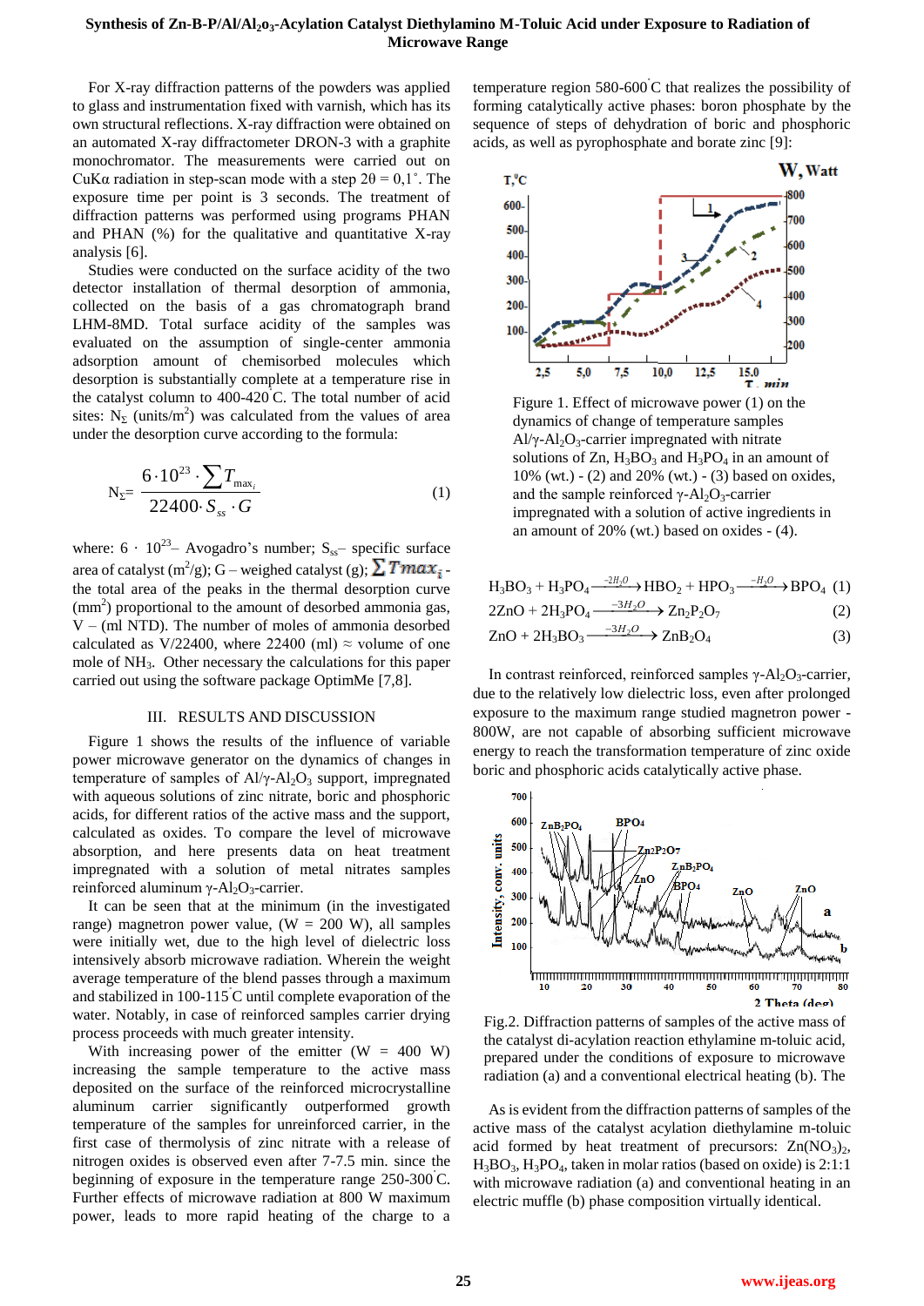For X-ray diffraction patterns of the powders was applied to glass and instrumentation fixed with varnish, which has its own structural reflections. X-ray diffraction were obtained on an automated X-ray diffractometer DRON-3 with a graphite monochromator. The measurements were carried out on CuKα radiation in step-scan mode with a step 2θ = 0,1˚. The exposure time per point is 3 seconds. The treatment of diffraction patterns was performed using programs PHAN and PHAN (%) for the qualitative and quantitative X-ray analysis [6].

Studies were conducted on the surface acidity of the two detector installation of thermal desorption of ammonia, collected on the basis of a gas chromatograph brand LHM-8MD. Total surface acidity of the samples was evaluated on the assumption of single-center ammonia adsorption amount of chemisorbed molecules which desorption is substantially complete at a temperature rise in the catalyst column to 400-420˚C. The total number of acid sites: $N_{\Sigma}$ (units/m$^2$) was calculated from the values of area under the desorption curve according to the formula:

$$N_{\Sigma} = \frac{6 \cdot 10^{23} \cdot \sum T_{\max_i}}{22400 \cdot S_{ss} \cdot G} \qquad (1)$$

where: $6 \cdot 10^{23}$– Avogadro's number; $S_{ss}$– specific surface area of catalyst (m$^2$/g); G – weighed catalyst (g); $\sum Tmax_i$ - the total area of the peaks in the thermal desorption curve (mm$^2$) proportional to the amount of desorbed ammonia gas, V – (ml NTD). The number of moles of ammonia desorbed calculated as V/22400, where 22400 (ml) ≈ volume of one mole of $NH_3$. Other necessary the calculations for this paper carried out using the software package OptimMe [7,8].

## III. RESULTS AND DISCUSSION

Figure 1 shows the results of the influence of variable power microwave generator on the dynamics of changes in temperature of samples of Al/γ-$Al_2O_3$ support, impregnated with aqueous solutions of zinc nitrate, boric and phosphoric acids, for different ratios of the active mass and the support, calculated as oxides. To compare the level of microwave absorption, and here presents data on heat treatment impregnated with a solution of metal nitrates samples reinforced aluminum γ-$Al_2O_3$-carrier.

It can be seen that at the minimum (in the investigated range) magnetron power value, (W = 200 W), all samples were initially wet, due to the high level of dielectric loss intensively absorb microwave radiation. Wherein the weight average temperature of the blend passes through a maximum and stabilized in 100-115˚C until complete evaporation of the water. Notably, in case of reinforced samples carrier drying process proceeds with much greater intensity.

With increasing power of the emitter (W = 400 W) increasing the sample temperature to the active mass deposited on the surface of the reinforced microcrystalline aluminum carrier significantly outperformed growth temperature of the samples for unreinforced carrier, in the first case of thermolysis of zinc nitrate with a release of nitrogen oxides is observed even after 7-7.5 min. since the beginning of exposure in the temperature range 250-300˚C. Further effects of microwave radiation at 800 W maximum power, leads to more rapid heating of the charge to a temperature region 580-600˚C that realizes the possibility of forming catalytically active phases: boron phosphate by the sequence of steps of dehydration of boric and phosphoric acids, as well as pyrophosphate and borate zinc [9]:

T,°C
W, Watt
1
2
3
4
T, min

Figure 1. Effect of microwave power (1) on the dynamics of change of temperature samples Al/γ-$Al_2O_3$-carrier impregnated with nitrate solutions of Zn, $H_3BO_3$ and $H_3PO_4$ in an amount of 10% (wt.) - (2) and 20% (wt.) - (3) based on oxides, and the sample reinforced γ-$Al_2O_3$-carrier impregnated with a solution of active ingredients in an amount of 20% (wt.) based on oxides - (4).

$$H_3BO_3 + H_3PO_4 \xrightarrow{-2H_2O} HBO_2 + HPO_3 \xrightarrow{-H_2O} BPO_4 \qquad (1)$$

$$2ZnO + 2H_3PO_4 \xrightarrow{-3H_2O} Zn_2P_2O_7 \qquad (2)$$

$$ZnO + 2H_3BO_3 \xrightarrow{-3H_2O} ZnB_2O_4 \qquad (3)$$

In contrast reinforced, reinforced samples γ-$Al_2O_3$-carrier, due to the relatively low dielectric loss, even after prolonged exposure to the maximum range studied magnetron power - 800W, are not capable of absorbing sufficient microwave energy to reach the transformation temperature of zinc oxide boric and phosphoric acids catalytically active phase.

Intensity, conv. units
$ZnB_2PO_4$
$BPO_4$
$Zn_2P_2O_7$
$ZnB_2PO_4$
ZnO
$BPO_4$
ZnO
ZnO
a
b
2 Theta (deg)

Fig.2. Diffraction patterns of samples of the active mass of the catalyst di-acylation reaction ethylamine m-toluic acid, prepared under the conditions of exposure to microwave radiation (a) and a conventional electrical heating (b). The

As is evident from the diffraction patterns of samples of the active mass of the catalyst acylation diethylamine m-toluic acid formed by heat treatment of precursors: $Zn(NO_3)_2$, $H_3BO_3$, $H_3PO_4$, taken in molar ratios (based on oxide) is 2:1:1 with microwave radiation (a) and conventional heating in an electric muffle (b) phase composition virtually identical.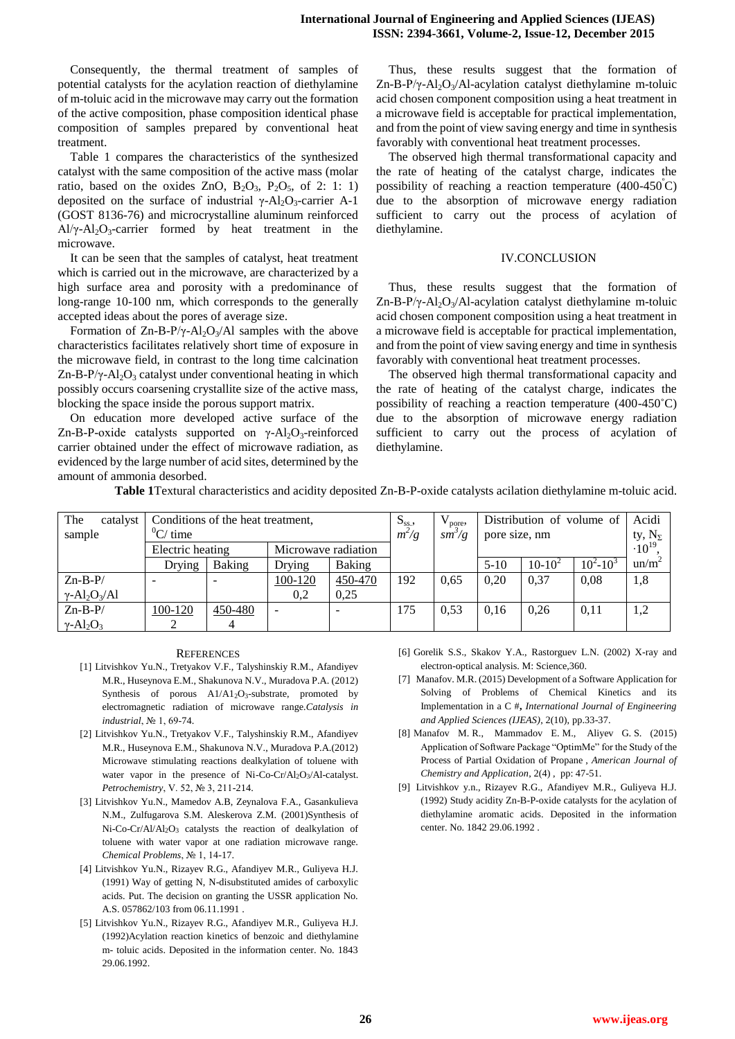Consequently, the thermal treatment of samples of potential catalysts for the acylation reaction of diethylamine of m-toluic acid in the microwave may carry out the formation of the active composition, phase composition identical phase composition of samples prepared by conventional heat treatment.

Table 1 compares the characteristics of the synthesized catalyst with the same composition of the active mass (molar ratio, based on the oxides ZnO, $B_2O_3$, $P_2O_5$, of 2: 1: 1) deposited on the surface of industrial $\gamma$-$Al_2O_3$-carrier A-1 (GOST 8136-76) and microcrystalline aluminum reinforced Al/$\gamma$-$Al_2O_3$-carrier formed by heat treatment in the microwave.

It can be seen that the samples of catalyst, heat treatment which is carried out in the microwave, are characterized by a high surface area and porosity with a predominance of long-range 10-100 nm, which corresponds to the generally accepted ideas about the pores of average size.

Formation of Zn-B-P/$\gamma$-$Al_2O_3$/Al samples with the above characteristics facilitates relatively short time of exposure in the microwave field, in contrast to the long time calcination Zn-B-P/$\gamma$-$Al_2O_3$ catalyst under conventional heating in which possibly occurs coarsening crystallite size of the active mass, blocking the space inside the porous support matrix.

On education more developed active surface of the Zn-B-P-oxide catalysts supported on $\gamma$-$Al_2O_3$-reinforced carrier obtained under the effect of microwave radiation, as evidenced by the large number of acid sites, determined by the amount of ammonia desorbed.

Thus, these results suggest that the formation of Zn-B-P/$\gamma$-$Al_2O_3$/Al-acylation catalyst diethylamine m-toluic acid chosen component composition using a heat treatment in a microwave field is acceptable for practical implementation, and from the point of view saving energy and time in synthesis favorably with conventional heat treatment processes.

The observed high thermal transformational capacity and the rate of heating of the catalyst charge, indicates the possibility of reaching a reaction temperature (400-450°C) due to the absorption of microwave energy radiation sufficient to carry out the process of acylation of diethylamine.

## IV.CONCLUSION

Thus, these results suggest that the formation of Zn-B-P/$\gamma$-$Al_2O_3$/Al-acylation catalyst diethylamine m-toluic acid chosen component composition using a heat treatment in a microwave field is acceptable for practical implementation, and from the point of view saving energy and time in synthesis favorably with conventional heat treatment processes.

The observed high thermal transformational capacity and the rate of heating of the catalyst charge, indicates the possibility of reaching a reaction temperature (400-450˚C) due to the absorption of microwave energy radiation sufficient to carry out the process of acylation of diethylamine.

**Table 1**Textural characteristics and acidity deposited Zn-B-P-oxide catalysts acilation diethylamine m-toluic acid.

| The catalyst sample | Conditions of the heat treatment, $^0C$/ time | | | | $S_{ss}$, $m^2/g$ | $V_{pore}$, $sm^3/g$ | Distribution of volume of pore size, nm | | | Acidity, $N_\Sigma$ $\cdot10^{19}$, $un/m^2$ |
|---|---|---|---|---|---|---|---|---|---|---|
| | Electric heating | | Microwave radiation | | | | | | | |
| | Drying | Baking | Drying | Baking | | | 5-10 | $10$-$10^2$ | $10^2$-$10^3$ | |
| Zn-B-P/ $\gamma$-$Al_2O_3$/Al | - | - | 100-120 0,2 | 450-470 0,25 | 192 | 0,65 | 0,20 | 0,37 | 0,08 | 1,8 |
| Zn-B-P/ $\gamma$-$Al_2O_3$ | 100-120 2 | 450-480 4 | - | - | 175 | 0,53 | 0,16 | 0,26 | 0,11 | 1,2 |

### REFERENCES

[1] Litvishkov Yu.N., Tretyakov V.F., Talyshinskiy R.M., Afandiyev M.R., Huseynova E.M., Shakunova N.V., Muradova P.A. (2012) Synthesis of porous $A1/A1_2O_3$-substrate, promoted by electromagnetic radiation of microwave range.*Catalysis in industrial*, № 1, 69-74.

[2] Litvishkov Yu.N., Tretyakov V.F., Talyshinskiy R.M., Afandiyev M.R., Huseynova E.M., Shakunova N.V., Muradova P.A.(2012) Microwave stimulating reactions dealkylation of toluene with water vapor in the presence of Ni-Co-Cr/$Al_2O_3$/Al-catalyst. *Petrochemistry*, V. 52, № 3, 211-214.

[3] Litvishkov Yu.N., Mamedov A.B, Zeynalova F.A., Gasankulieva N.M., Zulfugarova S.M. Aleskerova Z.M. (2001)Synthesis of Ni-Co-Cr/Al/$Al_2O_3$ catalysts the reaction of dealkylation of toluene with water vapor at one radiation microwave range. *Chemical Problems*, № 1, 14-17.

[4] Litvishkov Yu.N., Rizayev R.G., Afandiyev M.R., Guliyeva H.J. (1991) Way of getting N, N-disubstituted amides of carboxylic acids. Put. The decision on granting the USSR application No. A.S. 057862/103 from 06.11.1991 .

[5] Litvishkov Yu.N., Rizayev R.G., Afandiyev M.R., Guliyeva H.J. (1992)Acylation reaction kinetics of benzoic and diethylamine m- toluic acids. Deposited in the information center. No. 1843 29.06.1992.

[6] Gorelik S.S., Skakov Y.A., Rastorguev L.N. (2002) X-ray and electron-optical analysis. M: Science,360.

[7] Manafov. M.R. (2015) Development of a Software Application for Solving of Problems of Chemical Kinetics and its Implementation in a C #, *International Journal of Engineering and Applied Sciences (IJEAS)*, 2(10), pp.33-37.

[8] Manafov M. R., Mammadov E. M., Aliyev G. S. (2015) Application of Software Package "OptimMe" for the Study of the Process of Partial Oxidation of Propane , *American Journal of Chemistry and Application*, 2(4) , pp: 47-51.

[9] Litvishkov y.n., Rizayev R.G., Afandiyev M.R., Guliyeva H.J. (1992) Study acidity Zn-B-P-oxide catalysts for the acylation of diethylamine aromatic acids. Deposited in the information center. No. 1842 29.06.1992 .